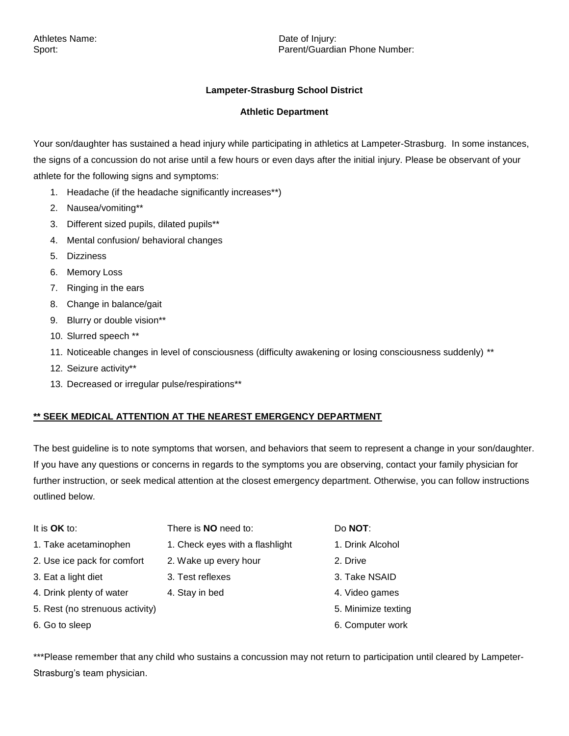Athletes Name: Date of Injury:
Sport: Parent/Guardian Phone Number:

**Lampeter-Strasburg School District**

**Athletic Department**

Your son/daughter has sustained a head injury while participating in athletics at Lampeter-Strasburg. In some instances, the signs of a concussion do not arise until a few hours or even days after the initial injury. Please be observant of your athlete for the following signs and symptoms:

1. Headache (if the headache significantly increases**)
2. Nausea/vomiting**
3. Different sized pupils, dilated pupils**
4. Mental confusion/ behavioral changes
5. Dizziness
6. Memory Loss
7. Ringing in the ears
8. Change in balance/gait
9. Blurry or double vision**
10. Slurred speech **
11. Noticeable changes in level of consciousness (difficulty awakening or losing consciousness suddenly) **
12. Seizure activity**
13. Decreased or irregular pulse/respirations**

<u>**** SEEK MEDICAL ATTENTION AT THE NEAREST EMERGENCY DEPARTMENT**</u>

The best guideline is to note symptoms that worsen, and behaviors that seem to represent a change in your son/daughter. If you have any questions or concerns in regards to the symptoms you are observing, contact your family physician for further instruction, or seek medical attention at the closest emergency department. Otherwise, you can follow instructions outlined below.

| It is **OK** to: | There is **NO** need to: | Do **NOT**: |
|---|---|---|
| 1. Take acetaminophen | 1. Check eyes with a flashlight | 1. Drink Alcohol |
| 2. Use ice pack for comfort | 2. Wake up every hour | 2. Drive |
| 3. Eat a light diet | 3. Test reflexes | 3. Take NSAID |
| 4. Drink plenty of water | 4. Stay in bed | 4. Video games |
| 5. Rest (no strenuous activity) | | 5. Minimize texting |
| 6. Go to sleep | | 6. Computer work |

***Please remember that any child who sustains a concussion may not return to participation until cleared by Lampeter-Strasburg's team physician.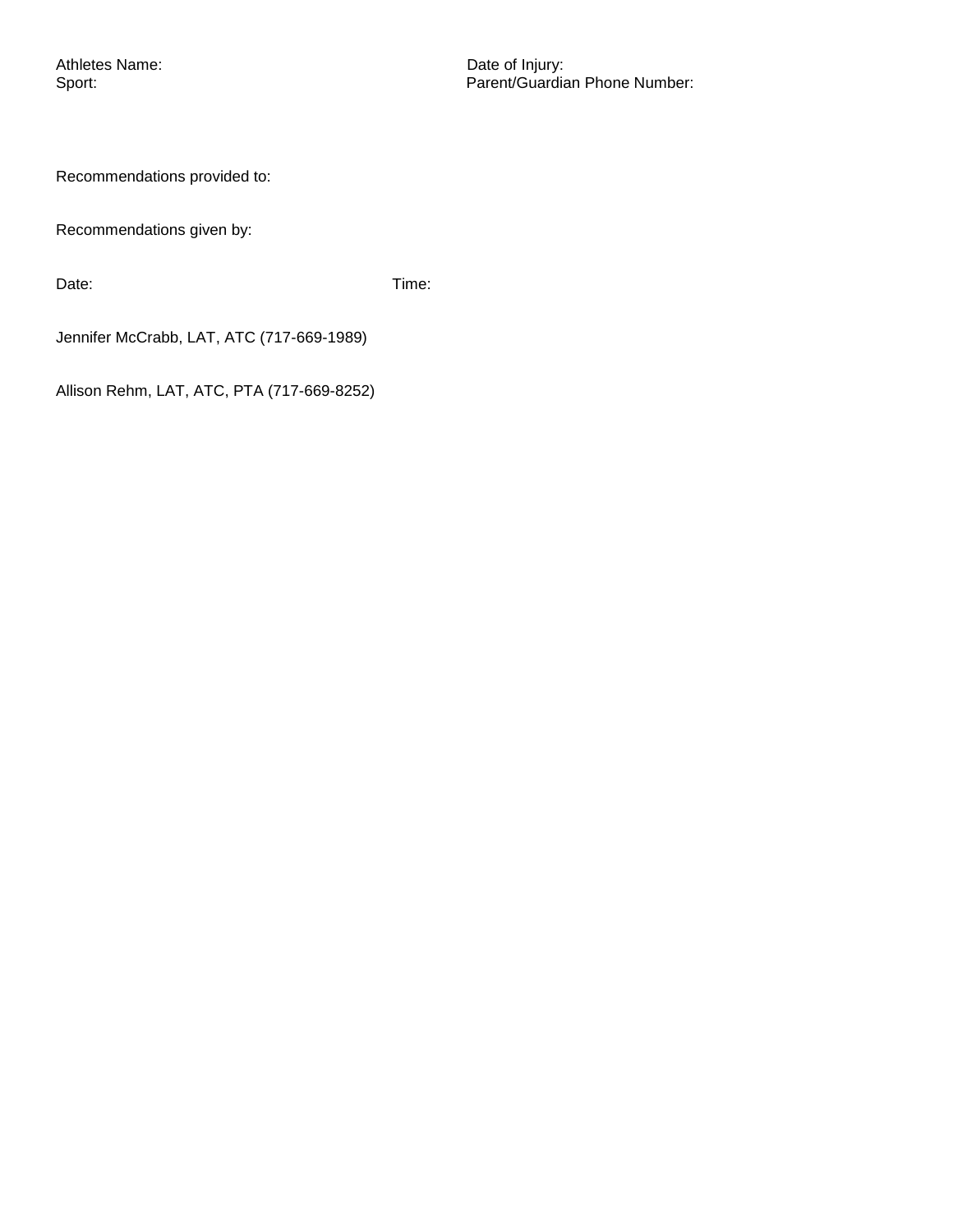Athletes Name: Date of Injury:
Sport: Parent/Guardian Phone Number:

Recommendations provided to:

Recommendations given by:

Date: Time:

Jennifer McCrabb, LAT, ATC (717-669-1989)

Allison Rehm, LAT, ATC, PTA (717-669-8252)